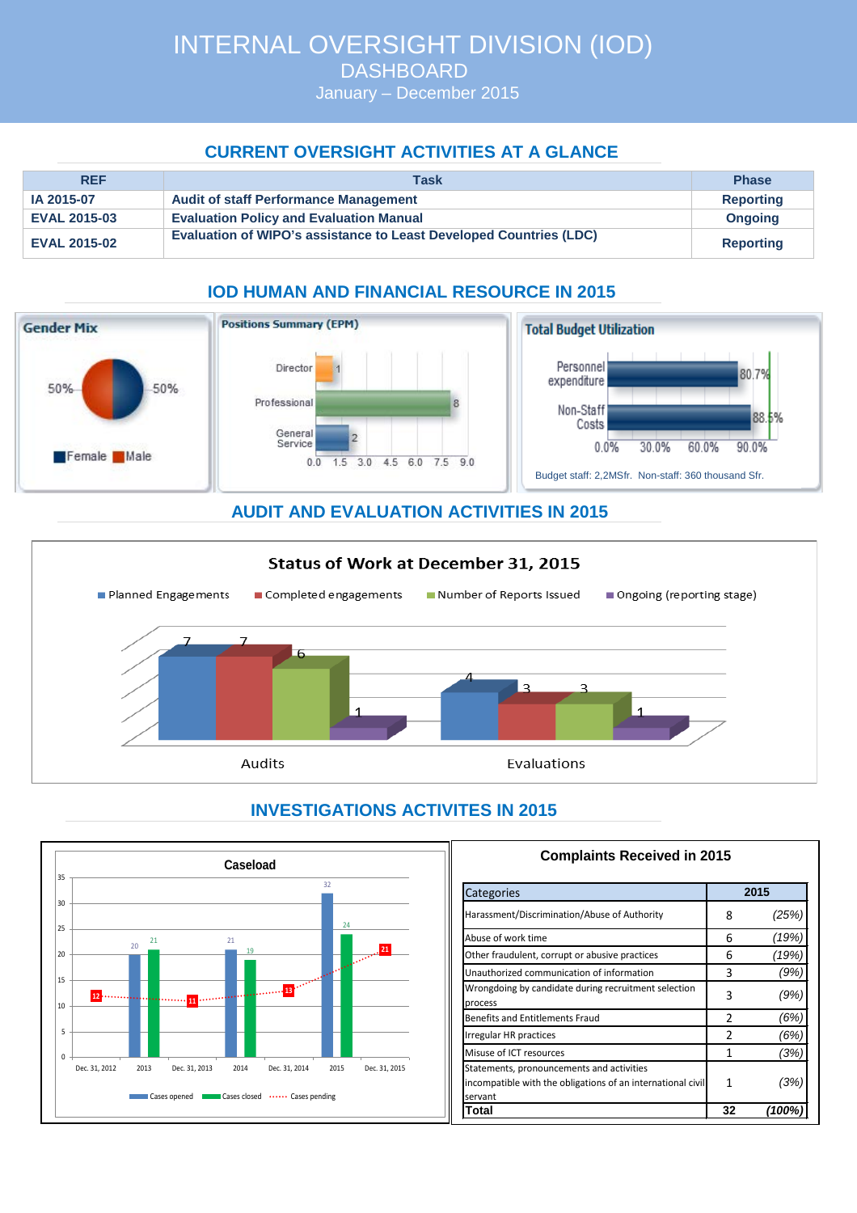# INTERNAL OVERSIGHT DIVISION (IOD)
## DASHBOARD
### January – December 2015

## CURRENT OVERSIGHT ACTIVITIES AT A GLANCE

| REF | Task | Phase |
|---|---|---|
| IA 2015-07 | Audit of staff Performance Management | Reporting |
| EVAL 2015-03 | Evaluation Policy and Evaluation Manual | Ongoing |
| EVAL 2015-02 | Evaluation of WIPO's assistance to Least Developed Countries (LDC) | Reporting |

## IOD HUMAN AND FINANCIAL RESOURCE IN 2015

**Gender Mix**

Female 50% | Male 50%

**Positions Summary (EPM)**

| Position | Number |
|---|---|
| Director | 1 |
| Professional | 8 |
| General Service | 2 |

**Total Budget Utilization**

| Category | Utilization |
|---|---|
| Personnel expenditure | 80.7% |
| Non-Staff Costs | 88.5% |

Budget staff: 2,2MSfr. Non-staff: 360 thousand Sfr.

## AUDIT AND EVALUATION ACTIVITIES IN 2015

**Status of Work at December 31, 2015**

| | Planned Engagements | Completed engagements | Number of Reports Issued | Ongoing (reporting stage) |
|---|---|---|---|---|
| Audits | 7 | 7 | 6 | 1 |
| Evaluations | 4 | 3 | 3 | 1 |

## INVESTIGATIONS ACTIVITES IN 2015

**Caseload**

| Period | Cases opened | Cases closed | Cases pending |
|---|---|---|---|
| Dec. 31, 2012 | | | 12 |
| 2013 | 20 | 21 | |
| Dec. 31, 2013 | | | 11 |
| 2014 | 21 | 19 | |
| Dec. 31, 2014 | | | 13 |
| 2015 | 32 | 24 | |
| Dec. 31, 2015 | | | 21 |

**Complaints Received in 2015**

| Categories | 2015 | |
|---|---|---|
| Harassment/Discrimination/Abuse of Authority | 8 | *(25%)* |
| Abuse of work time | 6 | *(19%)* |
| Other fraudulent, corrupt or abusive practices | 6 | *(19%)* |
| Unauthorized communication of information | 3 | *(9%)* |
| Wrongdoing by candidate during recruitment selection process | 3 | *(9%)* |
| Benefits and Entitlements Fraud | 2 | *(6%)* |
| Irregular HR practices | 2 | *(6%)* |
| Misuse of ICT resources | 1 | *(3%)* |
| Statements, pronouncements and activities incompatible with the obligations of an international civil servant | 1 | *(3%)* |
| **Total** | **32** | ***(100%)*** |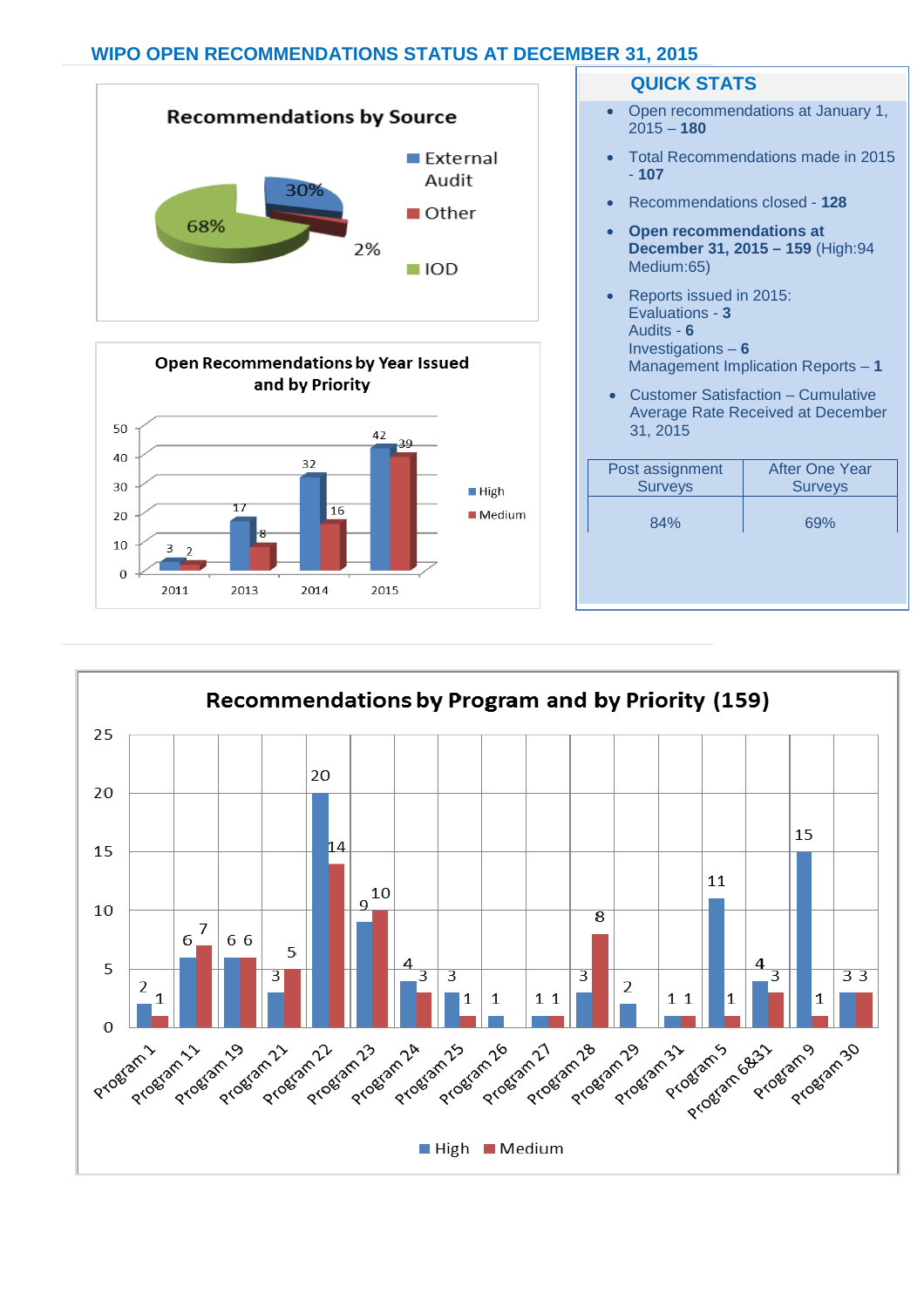# WIPO OPEN RECOMMENDATIONS STATUS AT DECEMBER 31, 2015

Recommendations by Source

External Audit

Other

IOD

30%

2%

68%

Open Recommendations by Year Issued and by Priority

50
40
30
20
10
0

3 2
17 8
32 16
42 39

2011
2013
2014
2015

High
Medium

## QUICK STATS

- Open recommendations at January 1, 2015 – **180**
- Total Recommendations made in 2015 - **107**
- Recommendations closed - **128**
- **Open recommendations at December 31, 2015 – 159** (High:94 Medium:65)
- Reports issued in 2015:
  Evaluations - **3**
  Audits - **6**
  Investigations – **6**
  Management Implication Reports – **1**
- Customer Satisfaction – Cumulative Average Rate Received at December 31, 2015

| Post assignment Surveys | After One Year Surveys |
|---|---|
| 84% | 69% |

Recommendations by Program and by Priority (159)

25
20
15
10
5
0

2 1
6 7
6 6
3 5
20 14
9 10
4 3
3 1
1
1 1
3 8
2
1 1
11 1
4 3
15 1
3 3

Program 1
Program 11
Program 19
Program 21
Program 22
Program 23
Program 24
Program 25
Program 26
Program 27
Program 28
Program 29
Program 31
Program 5
Program 6&31
Program 9
Program 30

High
Medium